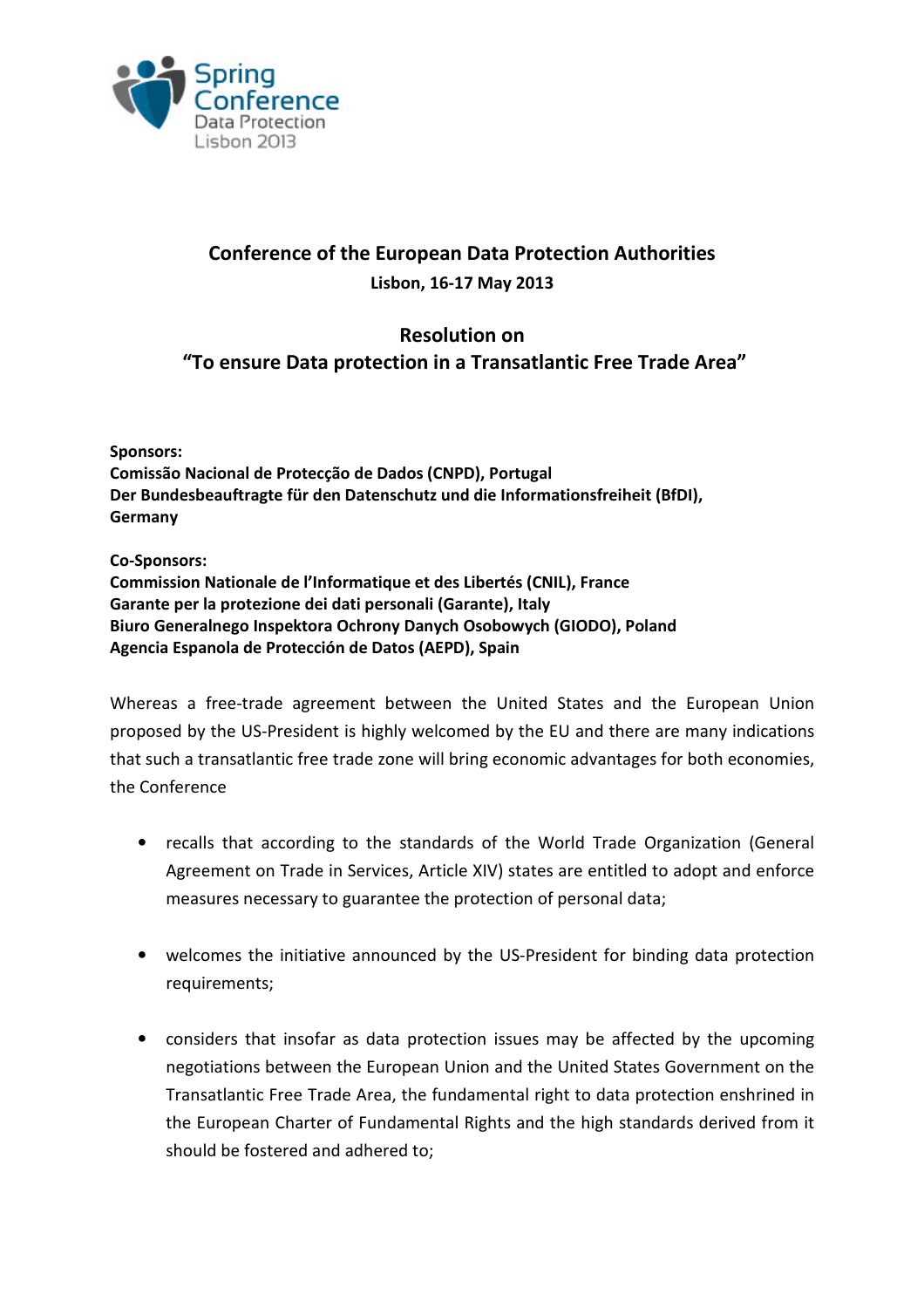Spring Conference
Data Protection
Lisbon 2013

## Conference of the European Data Protection Authorities

**Lisbon, 16-17 May 2013**

## Resolution on "To ensure Data protection in a Transatlantic Free Trade Area"

**Sponsors:**
**Comissão Nacional de Protecção de Dados (CNPD), Portugal**
**Der Bundesbeauftragte für den Datenschutz und die Informationsfreiheit (BfDI), Germany**

**Co-Sponsors:**
**Commission Nationale de l'Informatique et des Libertés (CNIL), France**
**Garante per la protezione dei dati personali (Garante), Italy**
**Biuro Generalnego Inspektora Ochrony Danych Osobowych (GIODO), Poland**
**Agencia Espanola de Protección de Datos (AEPD), Spain**

Whereas a free-trade agreement between the United States and the European Union proposed by the US-President is highly welcomed by the EU and there are many indications that such a transatlantic free trade zone will bring economic advantages for both economies, the Conference

- recalls that according to the standards of the World Trade Organization (General Agreement on Trade in Services, Article XIV) states are entitled to adopt and enforce measures necessary to guarantee the protection of personal data;

- welcomes the initiative announced by the US-President for binding data protection requirements;

- considers that insofar as data protection issues may be affected by the upcoming negotiations between the European Union and the United States Government on the Transatlantic Free Trade Area, the fundamental right to data protection enshrined in the European Charter of Fundamental Rights and the high standards derived from it should be fostered and adhered to;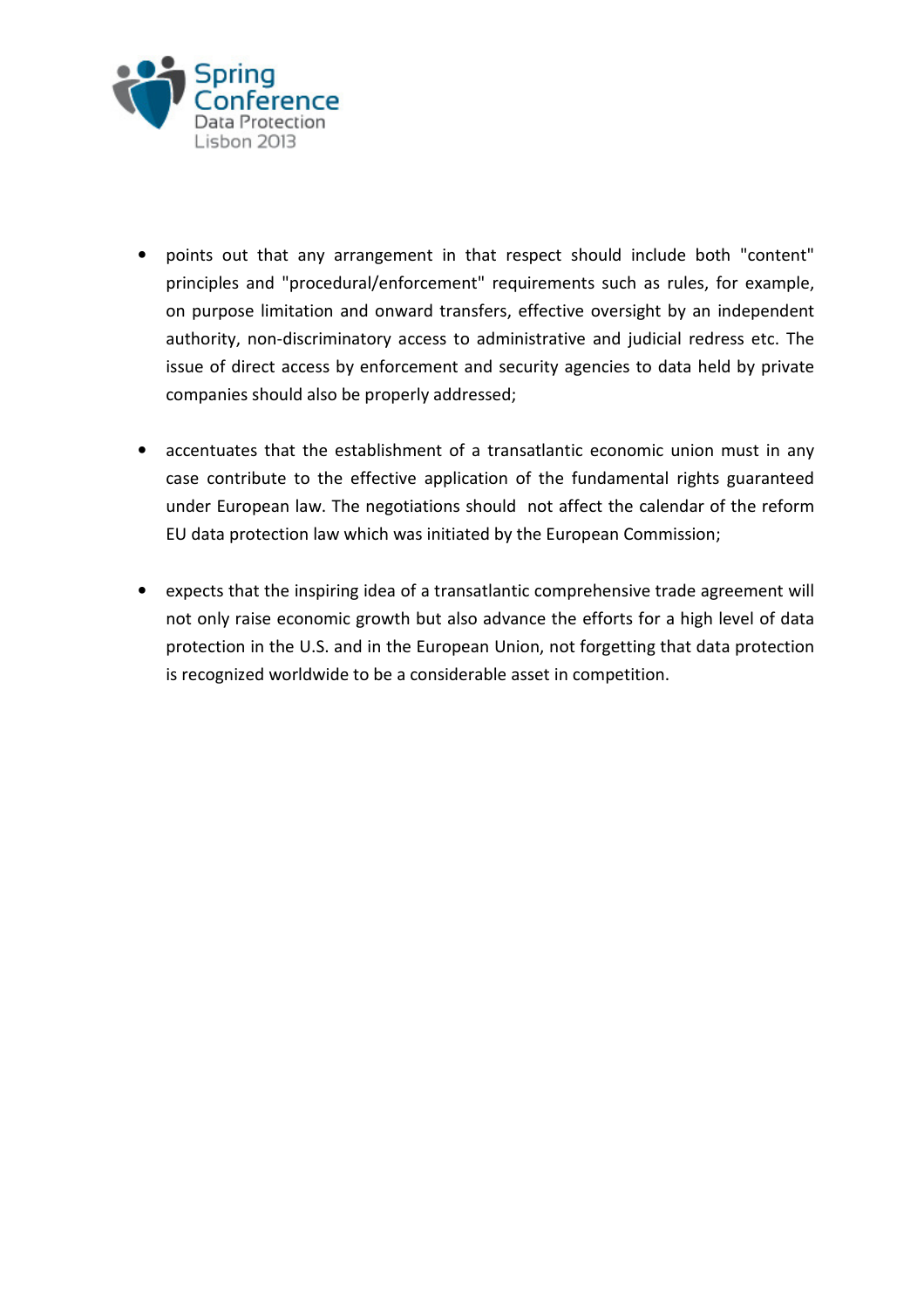- points out that any arrangement in that respect should include both "content" principles and "procedural/enforcement" requirements such as rules, for example, on purpose limitation and onward transfers, effective oversight by an independent authority, non-discriminatory access to administrative and judicial redress etc. The issue of direct access by enforcement and security agencies to data held by private companies should also be properly addressed;

- accentuates that the establishment of a transatlantic economic union must in any case contribute to the effective application of the fundamental rights guaranteed under European law. The negotiations should not affect the calendar of the reform EU data protection law which was initiated by the European Commission;

- expects that the inspiring idea of a transatlantic comprehensive trade agreement will not only raise economic growth but also advance the efforts for a high level of data protection in the U.S. and in the European Union, not forgetting that data protection is recognized worldwide to be a considerable asset in competition.